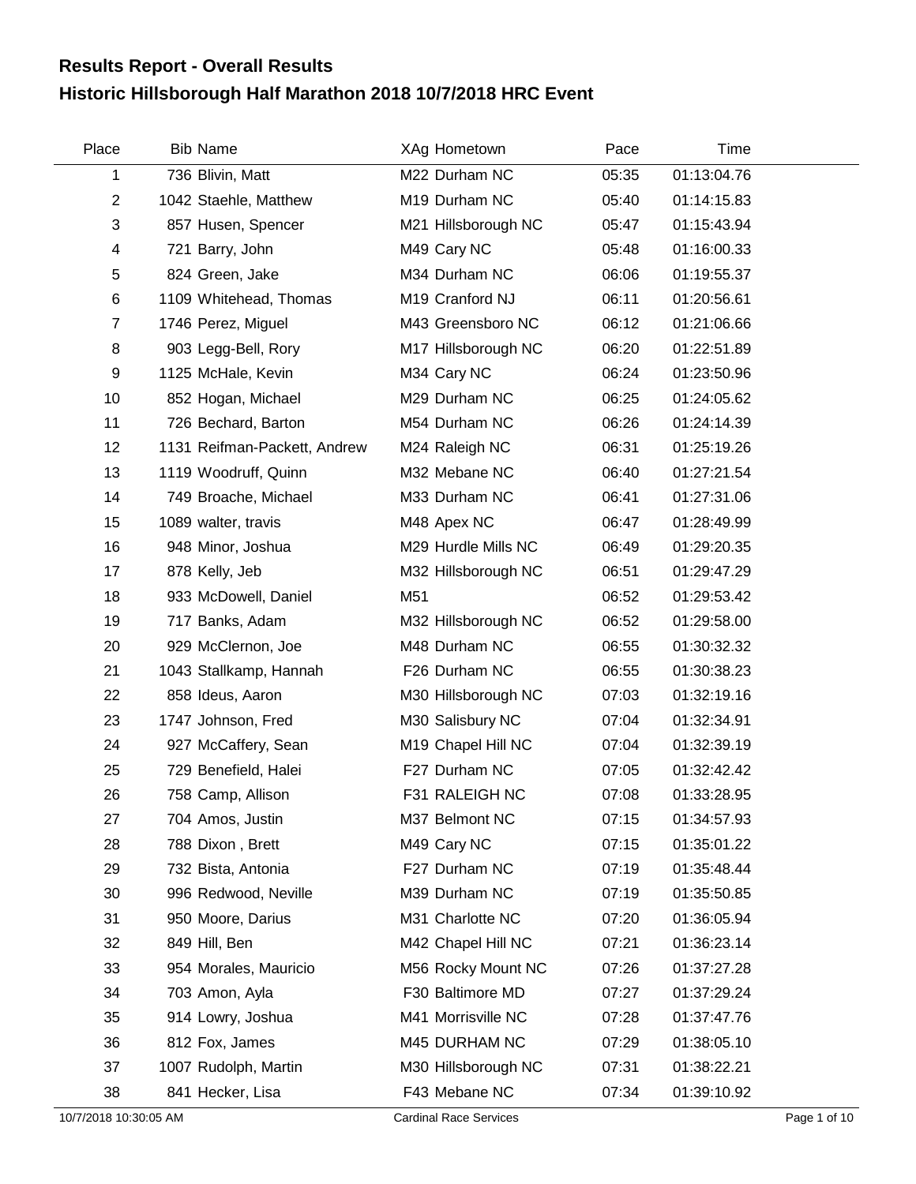# Results Report - Overall Results
## Historic Hillsborough Half Marathon 2018 10/7/2018 HRC Event

| Place | Bib | Name | XAg | Hometown | Pace | Time |
|---|---|---|---|---|---|---|
| 1 | 736 | Blivin, Matt | M22 | Durham NC | 05:35 | 01:13:04.76 |
| 2 | 1042 | Staehle, Matthew | M19 | Durham NC | 05:40 | 01:14:15.83 |
| 3 | 857 | Husen, Spencer | M21 | Hillsborough NC | 05:47 | 01:15:43.94 |
| 4 | 721 | Barry, John | M49 | Cary NC | 05:48 | 01:16:00.33 |
| 5 | 824 | Green, Jake | M34 | Durham NC | 06:06 | 01:19:55.37 |
| 6 | 1109 | Whitehead, Thomas | M19 | Cranford NJ | 06:11 | 01:20:56.61 |
| 7 | 1746 | Perez, Miguel | M43 | Greensboro NC | 06:12 | 01:21:06.66 |
| 8 | 903 | Legg-Bell, Rory | M17 | Hillsborough NC | 06:20 | 01:22:51.89 |
| 9 | 1125 | McHale, Kevin | M34 | Cary NC | 06:24 | 01:23:50.96 |
| 10 | 852 | Hogan, Michael | M29 | Durham NC | 06:25 | 01:24:05.62 |
| 11 | 726 | Bechard, Barton | M54 | Durham NC | 06:26 | 01:24:14.39 |
| 12 | 1131 | Reifman-Packett, Andrew | M24 | Raleigh NC | 06:31 | 01:25:19.26 |
| 13 | 1119 | Woodruff, Quinn | M32 | Mebane NC | 06:40 | 01:27:21.54 |
| 14 | 749 | Broache, Michael | M33 | Durham NC | 06:41 | 01:27:31.06 |
| 15 | 1089 | walter, travis | M48 | Apex NC | 06:47 | 01:28:49.99 |
| 16 | 948 | Minor, Joshua | M29 | Hurdle Mills NC | 06:49 | 01:29:20.35 |
| 17 | 878 | Kelly, Jeb | M32 | Hillsborough NC | 06:51 | 01:29:47.29 |
| 18 | 933 | McDowell, Daniel | M51 | | 06:52 | 01:29:53.42 |
| 19 | 717 | Banks, Adam | M32 | Hillsborough NC | 06:52 | 01:29:58.00 |
| 20 | 929 | McClernon, Joe | M48 | Durham NC | 06:55 | 01:30:32.32 |
| 21 | 1043 | Stallkamp, Hannah | F26 | Durham NC | 06:55 | 01:30:38.23 |
| 22 | 858 | Ideus, Aaron | M30 | Hillsborough NC | 07:03 | 01:32:19.16 |
| 23 | 1747 | Johnson, Fred | M30 | Salisbury NC | 07:04 | 01:32:34.91 |
| 24 | 927 | McCaffery, Sean | M19 | Chapel Hill NC | 07:04 | 01:32:39.19 |
| 25 | 729 | Benefield, Halei | F27 | Durham NC | 07:05 | 01:32:42.42 |
| 26 | 758 | Camp, Allison | F31 | RALEIGH NC | 07:08 | 01:33:28.95 |
| 27 | 704 | Amos, Justin | M37 | Belmont NC | 07:15 | 01:34:57.93 |
| 28 | 788 | Dixon , Brett | M49 | Cary NC | 07:15 | 01:35:01.22 |
| 29 | 732 | Bista, Antonia | F27 | Durham NC | 07:19 | 01:35:48.44 |
| 30 | 996 | Redwood, Neville | M39 | Durham NC | 07:19 | 01:35:50.85 |
| 31 | 950 | Moore, Darius | M31 | Charlotte NC | 07:20 | 01:36:05.94 |
| 32 | 849 | Hill, Ben | M42 | Chapel Hill NC | 07:21 | 01:36:23.14 |
| 33 | 954 | Morales, Mauricio | M56 | Rocky Mount NC | 07:26 | 01:37:27.28 |
| 34 | 703 | Amon, Ayla | F30 | Baltimore MD | 07:27 | 01:37:29.24 |
| 35 | 914 | Lowry, Joshua | M41 | Morrisville NC | 07:28 | 01:37:47.76 |
| 36 | 812 | Fox, James | M45 | DURHAM NC | 07:29 | 01:38:05.10 |
| 37 | 1007 | Rudolph, Martin | M30 | Hillsborough NC | 07:31 | 01:38:22.21 |
| 38 | 841 | Hecker, Lisa | F43 | Mebane NC | 07:34 | 01:39:10.92 |

10/7/2018 10:30:05 AM — Cardinal Race Services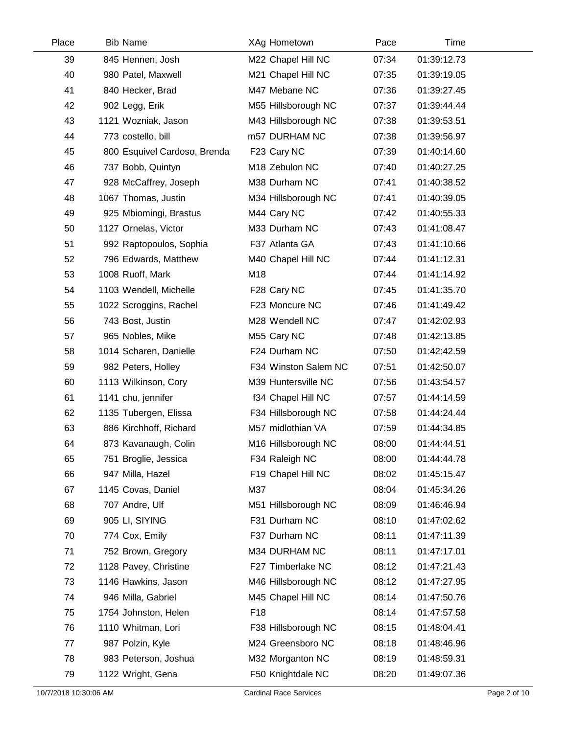| Place | Bib | Name | XAg | Hometown | Pace | Time |
|---|---|---|---|---|---|---|
| 39 | 845 | Hennen, Josh | M22 | Chapel Hill NC | 07:34 | 01:39:12.73 |
| 40 | 980 | Patel, Maxwell | M21 | Chapel Hill NC | 07:35 | 01:39:19.05 |
| 41 | 840 | Hecker, Brad | M47 | Mebane NC | 07:36 | 01:39:27.45 |
| 42 | 902 | Legg, Erik | M55 | Hillsborough NC | 07:37 | 01:39:44.44 |
| 43 | 1121 | Wozniak, Jason | M43 | Hillsborough NC | 07:38 | 01:39:53.51 |
| 44 | 773 | costello, bill | m57 | DURHAM NC | 07:38 | 01:39:56.97 |
| 45 | 800 | Esquivel Cardoso, Brenda | F23 | Cary NC | 07:39 | 01:40:14.60 |
| 46 | 737 | Bobb, Quintyn | M18 | Zebulon NC | 07:40 | 01:40:27.25 |
| 47 | 928 | McCaffrey, Joseph | M38 | Durham NC | 07:41 | 01:40:38.52 |
| 48 | 1067 | Thomas, Justin | M34 | Hillsborough NC | 07:41 | 01:40:39.05 |
| 49 | 925 | Mbiomingi, Brastus | M44 | Cary NC | 07:42 | 01:40:55.33 |
| 50 | 1127 | Ornelas, Victor | M33 | Durham NC | 07:43 | 01:41:08.47 |
| 51 | 992 | Raptopoulos, Sophia | F37 | Atlanta GA | 07:43 | 01:41:10.66 |
| 52 | 796 | Edwards, Matthew | M40 | Chapel Hill NC | 07:44 | 01:41:12.31 |
| 53 | 1008 | Ruoff, Mark | M18 | | 07:44 | 01:41:14.92 |
| 54 | 1103 | Wendell, Michelle | F28 | Cary NC | 07:45 | 01:41:35.70 |
| 55 | 1022 | Scroggins, Rachel | F23 | Moncure NC | 07:46 | 01:41:49.42 |
| 56 | 743 | Bost, Justin | M28 | Wendell NC | 07:47 | 01:42:02.93 |
| 57 | 965 | Nobles, Mike | M55 | Cary NC | 07:48 | 01:42:13.85 |
| 58 | 1014 | Scharen, Danielle | F24 | Durham NC | 07:50 | 01:42:42.59 |
| 59 | 982 | Peters, Holley | F34 | Winston Salem NC | 07:51 | 01:42:50.07 |
| 60 | 1113 | Wilkinson, Cory | M39 | Huntersville NC | 07:56 | 01:43:54.57 |
| 61 | 1141 | chu, jennifer | f34 | Chapel Hill NC | 07:57 | 01:44:14.59 |
| 62 | 1135 | Tubergen, Elissa | F34 | Hillsborough NC | 07:58 | 01:44:24.44 |
| 63 | 886 | Kirchhoff, Richard | M57 | midlothian VA | 07:59 | 01:44:34.85 |
| 64 | 873 | Kavanaugh, Colin | M16 | Hillsborough NC | 08:00 | 01:44:44.51 |
| 65 | 751 | Broglie, Jessica | F34 | Raleigh NC | 08:00 | 01:44:44.78 |
| 66 | 947 | Milla, Hazel | F19 | Chapel Hill NC | 08:02 | 01:45:15.47 |
| 67 | 1145 | Covas, Daniel | M37 | | 08:04 | 01:45:34.26 |
| 68 | 707 | Andre, Ulf | M51 | Hillsborough NC | 08:09 | 01:46:46.94 |
| 69 | 905 | LI, SIYING | F31 | Durham NC | 08:10 | 01:47:02.62 |
| 70 | 774 | Cox, Emily | F37 | Durham NC | 08:11 | 01:47:11.39 |
| 71 | 752 | Brown, Gregory | M34 | DURHAM NC | 08:11 | 01:47:17.01 |
| 72 | 1128 | Pavey, Christine | F27 | Timberlake NC | 08:12 | 01:47:21.43 |
| 73 | 1146 | Hawkins, Jason | M46 | Hillsborough NC | 08:12 | 01:47:27.95 |
| 74 | 946 | Milla, Gabriel | M45 | Chapel Hill NC | 08:14 | 01:47:50.76 |
| 75 | 1754 | Johnston, Helen | F18 | | 08:14 | 01:47:57.58 |
| 76 | 1110 | Whitman, Lori | F38 | Hillsborough NC | 08:15 | 01:48:04.41 |
| 77 | 987 | Polzin, Kyle | M24 | Greensboro NC | 08:18 | 01:48:46.96 |
| 78 | 983 | Peterson, Joshua | M32 | Morganton NC | 08:19 | 01:48:59.31 |
| 79 | 1122 | Wright, Gena | F50 | Knightdale NC | 08:20 | 01:49:07.36 |

10/7/2018 10:30:06 AM — Cardinal Race Services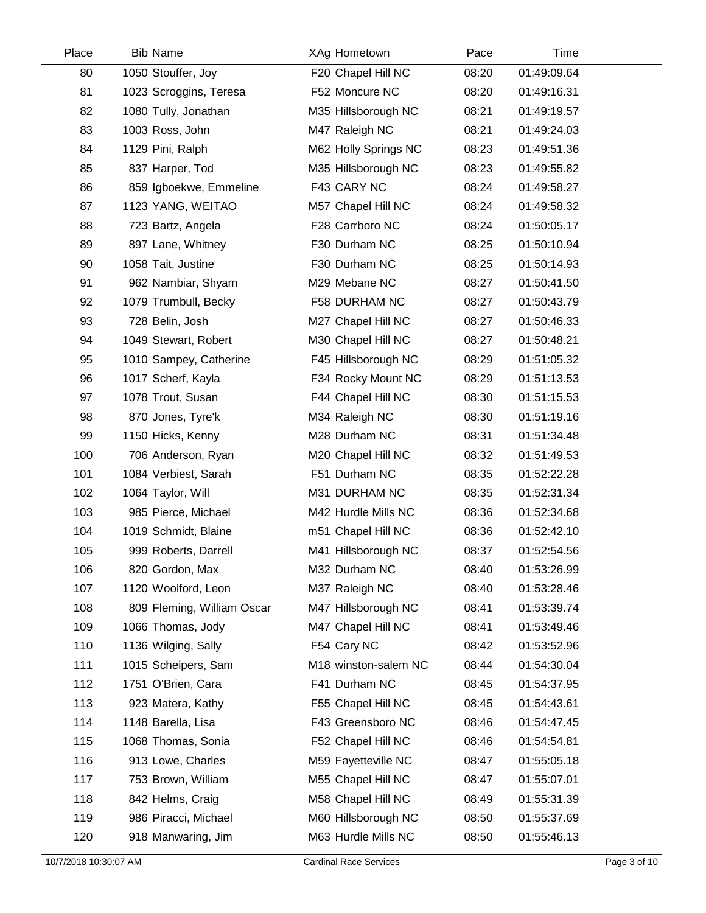| Place | Bib Name | XAg Hometown | Pace | Time |
|---|---|---|---|---|
| 80 | 1050 Stouffer, Joy | F20 Chapel Hill NC | 08:20 | 01:49:09.64 |
| 81 | 1023 Scroggins, Teresa | F52 Moncure NC | 08:20 | 01:49:16.31 |
| 82 | 1080 Tully, Jonathan | M35 Hillsborough NC | 08:21 | 01:49:19.57 |
| 83 | 1003 Ross, John | M47 Raleigh NC | 08:21 | 01:49:24.03 |
| 84 | 1129 Pini, Ralph | M62 Holly Springs NC | 08:23 | 01:49:51.36 |
| 85 | 837 Harper, Tod | M35 Hillsborough NC | 08:23 | 01:49:55.82 |
| 86 | 859 Igboekwe, Emmeline | F43 CARY NC | 08:24 | 01:49:58.27 |
| 87 | 1123 YANG, WEITAO | M57 Chapel Hill NC | 08:24 | 01:49:58.32 |
| 88 | 723 Bartz, Angela | F28 Carrboro NC | 08:24 | 01:50:05.17 |
| 89 | 897 Lane, Whitney | F30 Durham NC | 08:25 | 01:50:10.94 |
| 90 | 1058 Tait, Justine | F30 Durham NC | 08:25 | 01:50:14.93 |
| 91 | 962 Nambiar, Shyam | M29 Mebane NC | 08:27 | 01:50:41.50 |
| 92 | 1079 Trumbull, Becky | F58 DURHAM NC | 08:27 | 01:50:43.79 |
| 93 | 728 Belin, Josh | M27 Chapel Hill NC | 08:27 | 01:50:46.33 |
| 94 | 1049 Stewart, Robert | M30 Chapel Hill NC | 08:27 | 01:50:48.21 |
| 95 | 1010 Sampey, Catherine | F45 Hillsborough NC | 08:29 | 01:51:05.32 |
| 96 | 1017 Scherf, Kayla | F34 Rocky Mount NC | 08:29 | 01:51:13.53 |
| 97 | 1078 Trout, Susan | F44 Chapel Hill NC | 08:30 | 01:51:15.53 |
| 98 | 870 Jones, Tyre'k | M34 Raleigh NC | 08:30 | 01:51:19.16 |
| 99 | 1150 Hicks, Kenny | M28 Durham NC | 08:31 | 01:51:34.48 |
| 100 | 706 Anderson, Ryan | M20 Chapel Hill NC | 08:32 | 01:51:49.53 |
| 101 | 1084 Verbiest, Sarah | F51 Durham NC | 08:35 | 01:52:22.28 |
| 102 | 1064 Taylor, Will | M31 DURHAM NC | 08:35 | 01:52:31.34 |
| 103 | 985 Pierce, Michael | M42 Hurdle Mills NC | 08:36 | 01:52:34.68 |
| 104 | 1019 Schmidt, Blaine | m51 Chapel Hill NC | 08:36 | 01:52:42.10 |
| 105 | 999 Roberts, Darrell | M41 Hillsborough NC | 08:37 | 01:52:54.56 |
| 106 | 820 Gordon, Max | M32 Durham NC | 08:40 | 01:53:26.99 |
| 107 | 1120 Woolford, Leon | M37 Raleigh NC | 08:40 | 01:53:28.46 |
| 108 | 809 Fleming, William Oscar | M47 Hillsborough NC | 08:41 | 01:53:39.74 |
| 109 | 1066 Thomas, Jody | M47 Chapel Hill NC | 08:41 | 01:53:49.46 |
| 110 | 1136 Wilging, Sally | F54 Cary NC | 08:42 | 01:53:52.96 |
| 111 | 1015 Scheipers, Sam | M18 winston-salem NC | 08:44 | 01:54:30.04 |
| 112 | 1751 O'Brien, Cara | F41 Durham NC | 08:45 | 01:54:37.95 |
| 113 | 923 Matera, Kathy | F55 Chapel Hill NC | 08:45 | 01:54:43.61 |
| 114 | 1148 Barella, Lisa | F43 Greensboro NC | 08:46 | 01:54:47.45 |
| 115 | 1068 Thomas, Sonia | F52 Chapel Hill NC | 08:46 | 01:54:54.81 |
| 116 | 913 Lowe, Charles | M59 Fayetteville NC | 08:47 | 01:55:05.18 |
| 117 | 753 Brown, William | M55 Chapel Hill NC | 08:47 | 01:55:07.01 |
| 118 | 842 Helms, Craig | M58 Chapel Hill NC | 08:49 | 01:55:31.39 |
| 119 | 986 Piracci, Michael | M60 Hillsborough NC | 08:50 | 01:55:37.69 |
| 120 | 918 Manwaring, Jim | M63 Hurdle Mills NC | 08:50 | 01:55:46.13 |

10/7/2018 10:30:07 AM Cardinal Race Services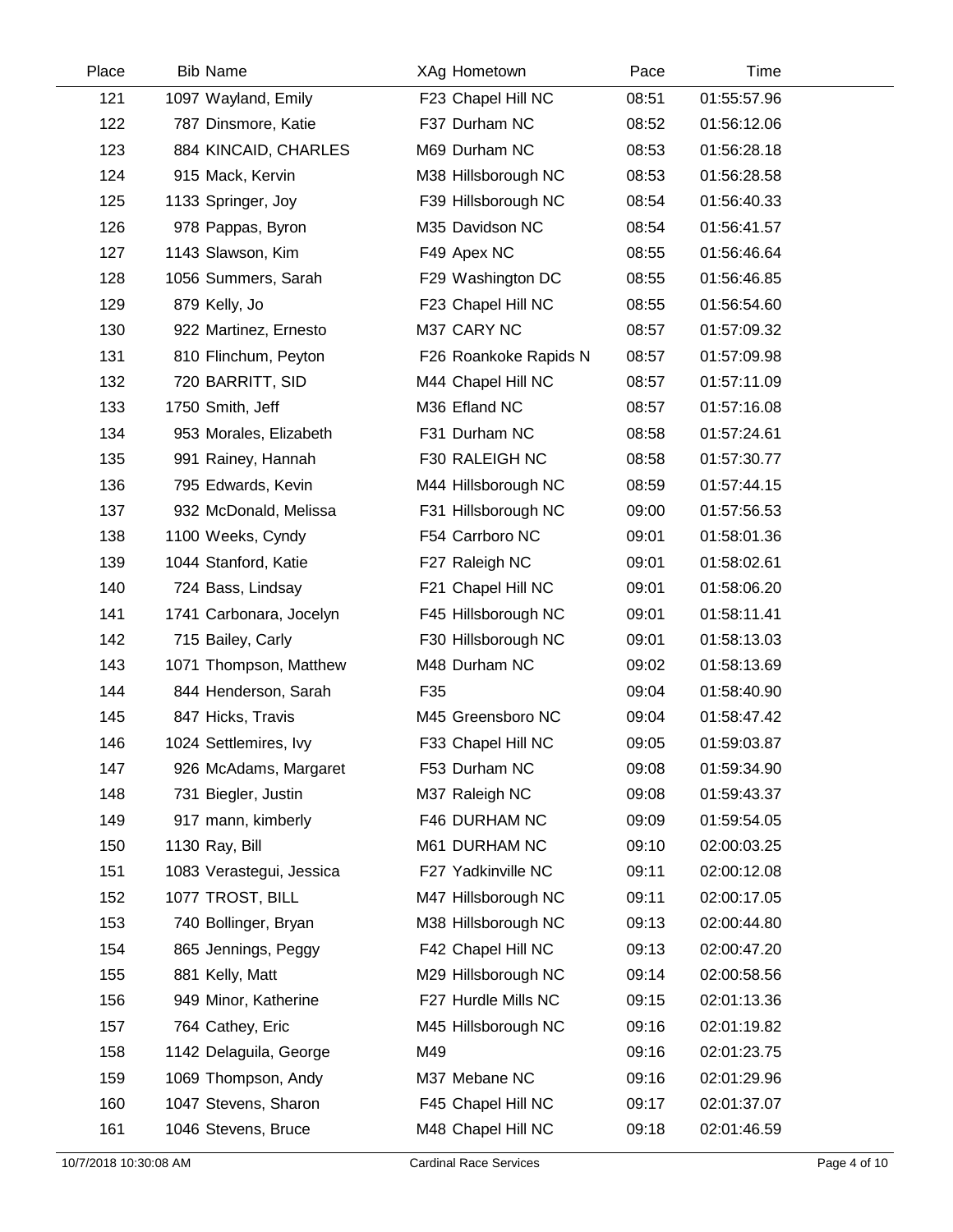| Place | Bib | Name | XAg | Hometown | Pace | Time |
|---|---|---|---|---|---|---|
| 121 | 1097 | Wayland, Emily | F23 | Chapel Hill NC | 08:51 | 01:55:57.96 |
| 122 | 787 | Dinsmore, Katie | F37 | Durham NC | 08:52 | 01:56:12.06 |
| 123 | 884 | KINCAID, CHARLES | M69 | Durham NC | 08:53 | 01:56:28.18 |
| 124 | 915 | Mack, Kervin | M38 | Hillsborough NC | 08:53 | 01:56:28.58 |
| 125 | 1133 | Springer, Joy | F39 | Hillsborough NC | 08:54 | 01:56:40.33 |
| 126 | 978 | Pappas, Byron | M35 | Davidson NC | 08:54 | 01:56:41.57 |
| 127 | 1143 | Slawson, Kim | F49 | Apex NC | 08:55 | 01:56:46.64 |
| 128 | 1056 | Summers, Sarah | F29 | Washington DC | 08:55 | 01:56:46.85 |
| 129 | 879 | Kelly, Jo | F23 | Chapel Hill NC | 08:55 | 01:56:54.60 |
| 130 | 922 | Martinez, Ernesto | M37 | CARY NC | 08:57 | 01:57:09.32 |
| 131 | 810 | Flinchum, Peyton | F26 | Roankoke Rapids N | 08:57 | 01:57:09.98 |
| 132 | 720 | BARRITT, SID | M44 | Chapel Hill NC | 08:57 | 01:57:11.09 |
| 133 | 1750 | Smith, Jeff | M36 | Efland NC | 08:57 | 01:57:16.08 |
| 134 | 953 | Morales, Elizabeth | F31 | Durham NC | 08:58 | 01:57:24.61 |
| 135 | 991 | Rainey, Hannah | F30 | RALEIGH NC | 08:58 | 01:57:30.77 |
| 136 | 795 | Edwards, Kevin | M44 | Hillsborough NC | 08:59 | 01:57:44.15 |
| 137 | 932 | McDonald, Melissa | F31 | Hillsborough NC | 09:00 | 01:57:56.53 |
| 138 | 1100 | Weeks, Cyndy | F54 | Carrboro NC | 09:01 | 01:58:01.36 |
| 139 | 1044 | Stanford, Katie | F27 | Raleigh NC | 09:01 | 01:58:02.61 |
| 140 | 724 | Bass, Lindsay | F21 | Chapel Hill NC | 09:01 | 01:58:06.20 |
| 141 | 1741 | Carbonara, Jocelyn | F45 | Hillsborough NC | 09:01 | 01:58:11.41 |
| 142 | 715 | Bailey, Carly | F30 | Hillsborough NC | 09:01 | 01:58:13.03 |
| 143 | 1071 | Thompson, Matthew | M48 | Durham NC | 09:02 | 01:58:13.69 |
| 144 | 844 | Henderson, Sarah | F35 | | 09:04 | 01:58:40.90 |
| 145 | 847 | Hicks, Travis | M45 | Greensboro NC | 09:04 | 01:58:47.42 |
| 146 | 1024 | Settlemires, Ivy | F33 | Chapel Hill NC | 09:05 | 01:59:03.87 |
| 147 | 926 | McAdams, Margaret | F53 | Durham NC | 09:08 | 01:59:34.90 |
| 148 | 731 | Biegler, Justin | M37 | Raleigh NC | 09:08 | 01:59:43.37 |
| 149 | 917 | mann, kimberly | F46 | DURHAM NC | 09:09 | 01:59:54.05 |
| 150 | 1130 | Ray, Bill | M61 | DURHAM NC | 09:10 | 02:00:03.25 |
| 151 | 1083 | Verastegui, Jessica | F27 | Yadkinville NC | 09:11 | 02:00:12.08 |
| 152 | 1077 | TROST, BILL | M47 | Hillsborough NC | 09:11 | 02:00:17.05 |
| 153 | 740 | Bollinger, Bryan | M38 | Hillsborough NC | 09:13 | 02:00:44.80 |
| 154 | 865 | Jennings, Peggy | F42 | Chapel Hill NC | 09:13 | 02:00:47.20 |
| 155 | 881 | Kelly, Matt | M29 | Hillsborough NC | 09:14 | 02:00:58.56 |
| 156 | 949 | Minor, Katherine | F27 | Hurdle Mills NC | 09:15 | 02:01:13.36 |
| 157 | 764 | Cathey, Eric | M45 | Hillsborough NC | 09:16 | 02:01:19.82 |
| 158 | 1142 | Delaguila, George | M49 | | 09:16 | 02:01:23.75 |
| 159 | 1069 | Thompson, Andy | M37 | Mebane NC | 09:16 | 02:01:29.96 |
| 160 | 1047 | Stevens, Sharon | F45 | Chapel Hill NC | 09:17 | 02:01:37.07 |
| 161 | 1046 | Stevens, Bruce | M48 | Chapel Hill NC | 09:18 | 02:01:46.59 |

10/7/2018 10:30:08 AM    Cardinal Race Services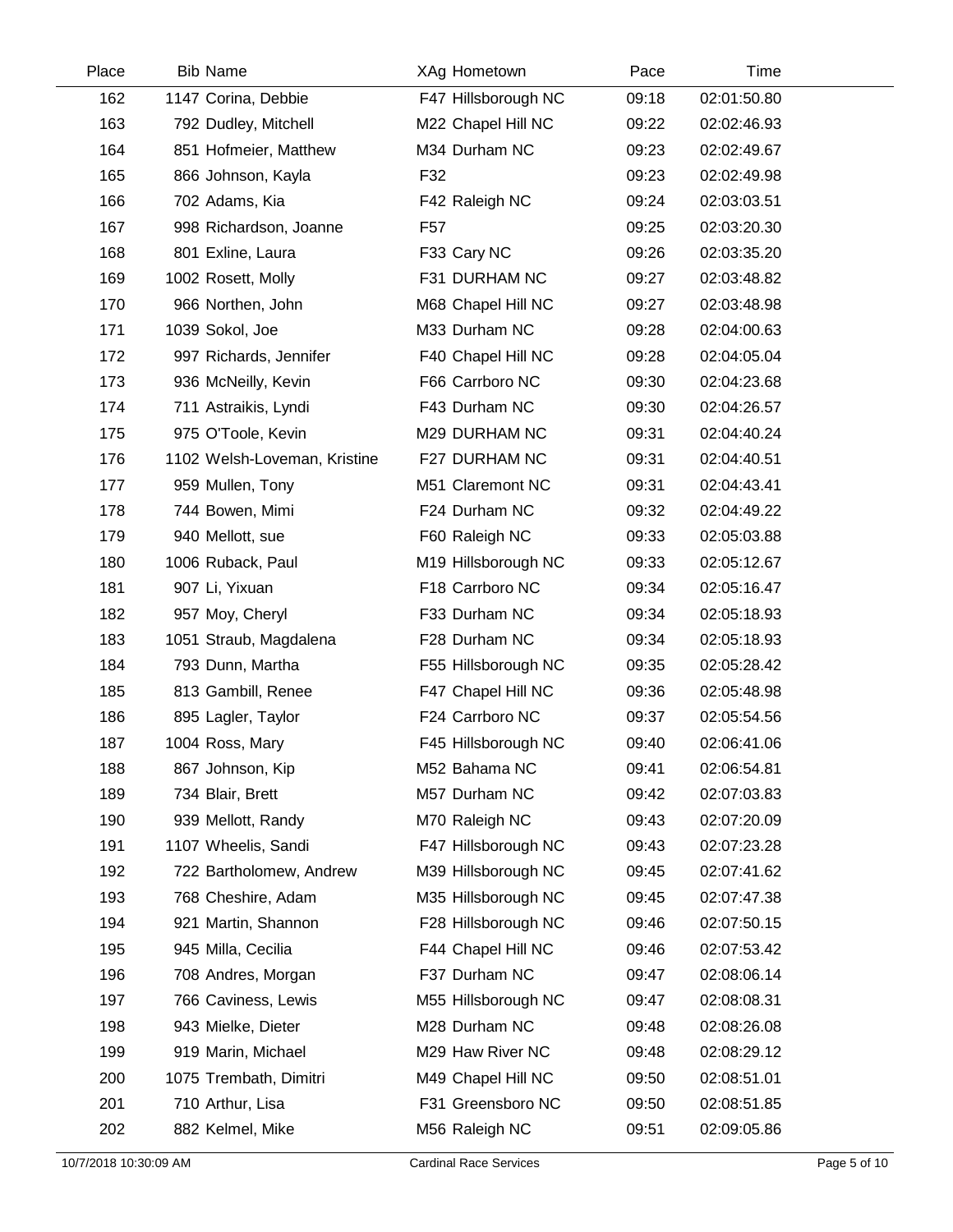| Place | Bib | Name | XAg | Hometown | Pace | Time |
|---|---|---|---|---|---|---|
| 162 | 1147 | Corina, Debbie | F47 | Hillsborough NC | 09:18 | 02:01:50.80 |
| 163 | 792 | Dudley, Mitchell | M22 | Chapel Hill NC | 09:22 | 02:02:46.93 |
| 164 | 851 | Hofmeier, Matthew | M34 | Durham NC | 09:23 | 02:02:49.67 |
| 165 | 866 | Johnson, Kayla | F32 | | 09:23 | 02:02:49.98 |
| 166 | 702 | Adams, Kia | F42 | Raleigh NC | 09:24 | 02:03:03.51 |
| 167 | 998 | Richardson, Joanne | F57 | | 09:25 | 02:03:20.30 |
| 168 | 801 | Exline, Laura | F33 | Cary NC | 09:26 | 02:03:35.20 |
| 169 | 1002 | Rosett, Molly | F31 | DURHAM NC | 09:27 | 02:03:48.82 |
| 170 | 966 | Northen, John | M68 | Chapel Hill NC | 09:27 | 02:03:48.98 |
| 171 | 1039 | Sokol, Joe | M33 | Durham NC | 09:28 | 02:04:00.63 |
| 172 | 997 | Richards, Jennifer | F40 | Chapel Hill NC | 09:28 | 02:04:05.04 |
| 173 | 936 | McNeilly, Kevin | F66 | Carrboro NC | 09:30 | 02:04:23.68 |
| 174 | 711 | Astraikis, Lyndi | F43 | Durham NC | 09:30 | 02:04:26.57 |
| 175 | 975 | O'Toole, Kevin | M29 | DURHAM NC | 09:31 | 02:04:40.24 |
| 176 | 1102 | Welsh-Loveman, Kristine | F27 | DURHAM NC | 09:31 | 02:04:40.51 |
| 177 | 959 | Mullen, Tony | M51 | Claremont NC | 09:31 | 02:04:43.41 |
| 178 | 744 | Bowen, Mimi | F24 | Durham NC | 09:32 | 02:04:49.22 |
| 179 | 940 | Mellott, sue | F60 | Raleigh NC | 09:33 | 02:05:03.88 |
| 180 | 1006 | Ruback, Paul | M19 | Hillsborough NC | 09:33 | 02:05:12.67 |
| 181 | 907 | Li, Yixuan | F18 | Carrboro NC | 09:34 | 02:05:16.47 |
| 182 | 957 | Moy, Cheryl | F33 | Durham NC | 09:34 | 02:05:18.93 |
| 183 | 1051 | Straub, Magdalena | F28 | Durham NC | 09:34 | 02:05:18.93 |
| 184 | 793 | Dunn, Martha | F55 | Hillsborough NC | 09:35 | 02:05:28.42 |
| 185 | 813 | Gambill, Renee | F47 | Chapel Hill NC | 09:36 | 02:05:48.98 |
| 186 | 895 | Lagler, Taylor | F24 | Carrboro NC | 09:37 | 02:05:54.56 |
| 187 | 1004 | Ross, Mary | F45 | Hillsborough NC | 09:40 | 02:06:41.06 |
| 188 | 867 | Johnson, Kip | M52 | Bahama NC | 09:41 | 02:06:54.81 |
| 189 | 734 | Blair, Brett | M57 | Durham NC | 09:42 | 02:07:03.83 |
| 190 | 939 | Mellott, Randy | M70 | Raleigh NC | 09:43 | 02:07:20.09 |
| 191 | 1107 | Wheelis, Sandi | F47 | Hillsborough NC | 09:43 | 02:07:23.28 |
| 192 | 722 | Bartholomew, Andrew | M39 | Hillsborough NC | 09:45 | 02:07:41.62 |
| 193 | 768 | Cheshire, Adam | M35 | Hillsborough NC | 09:45 | 02:07:47.38 |
| 194 | 921 | Martin, Shannon | F28 | Hillsborough NC | 09:46 | 02:07:50.15 |
| 195 | 945 | Milla, Cecilia | F44 | Chapel Hill NC | 09:46 | 02:07:53.42 |
| 196 | 708 | Andres, Morgan | F37 | Durham NC | 09:47 | 02:08:06.14 |
| 197 | 766 | Caviness, Lewis | M55 | Hillsborough NC | 09:47 | 02:08:08.31 |
| 198 | 943 | Mielke, Dieter | M28 | Durham NC | 09:48 | 02:08:26.08 |
| 199 | 919 | Marin, Michael | M29 | Haw River NC | 09:48 | 02:08:29.12 |
| 200 | 1075 | Trembath, Dimitri | M49 | Chapel Hill NC | 09:50 | 02:08:51.01 |
| 201 | 710 | Arthur, Lisa | F31 | Greensboro NC | 09:50 | 02:08:51.85 |
| 202 | 882 | Kelmel, Mike | M56 | Raleigh NC | 09:51 | 02:09:05.86 |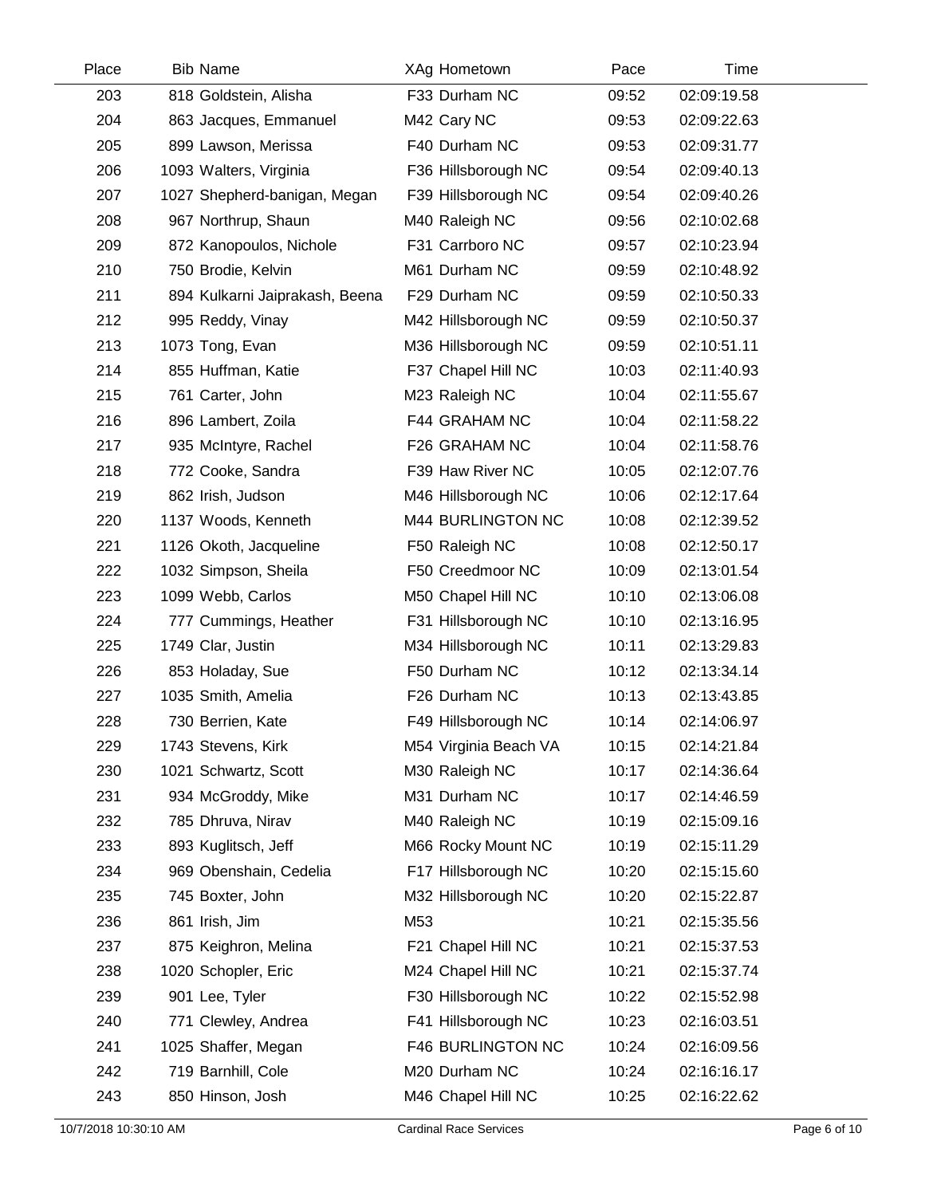| Place | Bib | Name | XAg | Hometown | Pace | Time |
|---|---|---|---|---|---|---|
| 203 | 818 | Goldstein, Alisha | F33 | Durham NC | 09:52 | 02:09:19.58 |
| 204 | 863 | Jacques, Emmanuel | M42 | Cary NC | 09:53 | 02:09:22.63 |
| 205 | 899 | Lawson, Merissa | F40 | Durham NC | 09:53 | 02:09:31.77 |
| 206 | 1093 | Walters, Virginia | F36 | Hillsborough NC | 09:54 | 02:09:40.13 |
| 207 | 1027 | Shepherd-banigan, Megan | F39 | Hillsborough NC | 09:54 | 02:09:40.26 |
| 208 | 967 | Northrup, Shaun | M40 | Raleigh NC | 09:56 | 02:10:02.68 |
| 209 | 872 | Kanopoulos, Nichole | F31 | Carrboro NC | 09:57 | 02:10:23.94 |
| 210 | 750 | Brodie, Kelvin | M61 | Durham NC | 09:59 | 02:10:48.92 |
| 211 | 894 | Kulkarni Jaiprakash, Beena | F29 | Durham NC | 09:59 | 02:10:50.33 |
| 212 | 995 | Reddy, Vinay | M42 | Hillsborough NC | 09:59 | 02:10:50.37 |
| 213 | 1073 | Tong, Evan | M36 | Hillsborough NC | 09:59 | 02:10:51.11 |
| 214 | 855 | Huffman, Katie | F37 | Chapel Hill NC | 10:03 | 02:11:40.93 |
| 215 | 761 | Carter, John | M23 | Raleigh NC | 10:04 | 02:11:55.67 |
| 216 | 896 | Lambert, Zoila | F44 | GRAHAM NC | 10:04 | 02:11:58.22 |
| 217 | 935 | McIntyre, Rachel | F26 | GRAHAM NC | 10:04 | 02:11:58.76 |
| 218 | 772 | Cooke, Sandra | F39 | Haw River NC | 10:05 | 02:12:07.76 |
| 219 | 862 | Irish, Judson | M46 | Hillsborough NC | 10:06 | 02:12:17.64 |
| 220 | 1137 | Woods, Kenneth | M44 | BURLINGTON NC | 10:08 | 02:12:39.52 |
| 221 | 1126 | Okoth, Jacqueline | F50 | Raleigh NC | 10:08 | 02:12:50.17 |
| 222 | 1032 | Simpson, Sheila | F50 | Creedmoor NC | 10:09 | 02:13:01.54 |
| 223 | 1099 | Webb, Carlos | M50 | Chapel Hill NC | 10:10 | 02:13:06.08 |
| 224 | 777 | Cummings, Heather | F31 | Hillsborough NC | 10:10 | 02:13:16.95 |
| 225 | 1749 | Clar, Justin | M34 | Hillsborough NC | 10:11 | 02:13:29.83 |
| 226 | 853 | Holaday, Sue | F50 | Durham NC | 10:12 | 02:13:34.14 |
| 227 | 1035 | Smith, Amelia | F26 | Durham NC | 10:13 | 02:13:43.85 |
| 228 | 730 | Berrien, Kate | F49 | Hillsborough NC | 10:14 | 02:14:06.97 |
| 229 | 1743 | Stevens, Kirk | M54 | Virginia Beach VA | 10:15 | 02:14:21.84 |
| 230 | 1021 | Schwartz, Scott | M30 | Raleigh NC | 10:17 | 02:14:36.64 |
| 231 | 934 | McGroddy, Mike | M31 | Durham NC | 10:17 | 02:14:46.59 |
| 232 | 785 | Dhruva, Nirav | M40 | Raleigh NC | 10:19 | 02:15:09.16 |
| 233 | 893 | Kuglitsch, Jeff | M66 | Rocky Mount NC | 10:19 | 02:15:11.29 |
| 234 | 969 | Obenshain, Cedelia | F17 | Hillsborough NC | 10:20 | 02:15:15.60 |
| 235 | 745 | Boxter, John | M32 | Hillsborough NC | 10:20 | 02:15:22.87 |
| 236 | 861 | Irish, Jim | M53 | | 10:21 | 02:15:35.56 |
| 237 | 875 | Keighron, Melina | F21 | Chapel Hill NC | 10:21 | 02:15:37.53 |
| 238 | 1020 | Schopler, Eric | M24 | Chapel Hill NC | 10:21 | 02:15:37.74 |
| 239 | 901 | Lee, Tyler | F30 | Hillsborough NC | 10:22 | 02:15:52.98 |
| 240 | 771 | Clewley, Andrea | F41 | Hillsborough NC | 10:23 | 02:16:03.51 |
| 241 | 1025 | Shaffer, Megan | F46 | BURLINGTON NC | 10:24 | 02:16:09.56 |
| 242 | 719 | Barnhill, Cole | M20 | Durham NC | 10:24 | 02:16:16.17 |
| 243 | 850 | Hinson, Josh | M46 | Chapel Hill NC | 10:25 | 02:16:22.62 |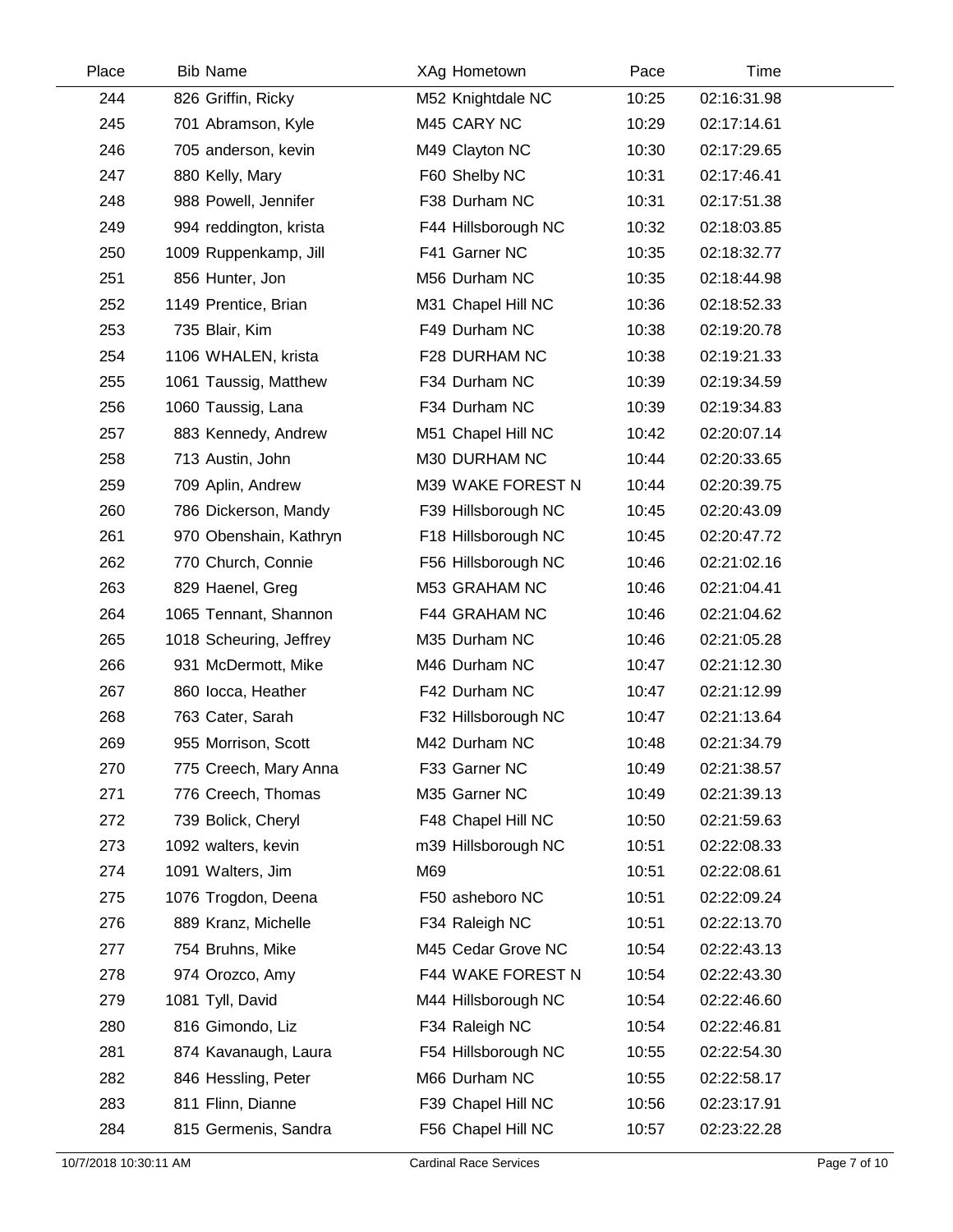| Place | Bib | Name | XAg | Hometown | Pace | Time |
|---|---|---|---|---|---|---|
| 244 | 826 | Griffin, Ricky | M52 | Knightdale NC | 10:25 | 02:16:31.98 |
| 245 | 701 | Abramson, Kyle | M45 | CARY NC | 10:29 | 02:17:14.61 |
| 246 | 705 | anderson, kevin | M49 | Clayton NC | 10:30 | 02:17:29.65 |
| 247 | 880 | Kelly, Mary | F60 | Shelby NC | 10:31 | 02:17:46.41 |
| 248 | 988 | Powell, Jennifer | F38 | Durham NC | 10:31 | 02:17:51.38 |
| 249 | 994 | reddington, krista | F44 | Hillsborough NC | 10:32 | 02:18:03.85 |
| 250 | 1009 | Ruppenkamp, Jill | F41 | Garner NC | 10:35 | 02:18:32.77 |
| 251 | 856 | Hunter, Jon | M56 | Durham NC | 10:35 | 02:18:44.98 |
| 252 | 1149 | Prentice, Brian | M31 | Chapel Hill NC | 10:36 | 02:18:52.33 |
| 253 | 735 | Blair, Kim | F49 | Durham NC | 10:38 | 02:19:20.78 |
| 254 | 1106 | WHALEN, krista | F28 | DURHAM NC | 10:38 | 02:19:21.33 |
| 255 | 1061 | Taussig, Matthew | F34 | Durham NC | 10:39 | 02:19:34.59 |
| 256 | 1060 | Taussig, Lana | F34 | Durham NC | 10:39 | 02:19:34.83 |
| 257 | 883 | Kennedy, Andrew | M51 | Chapel Hill NC | 10:42 | 02:20:07.14 |
| 258 | 713 | Austin, John | M30 | DURHAM NC | 10:44 | 02:20:33.65 |
| 259 | 709 | Aplin, Andrew | M39 | WAKE FOREST N | 10:44 | 02:20:39.75 |
| 260 | 786 | Dickerson, Mandy | F39 | Hillsborough NC | 10:45 | 02:20:43.09 |
| 261 | 970 | Obenshain, Kathryn | F18 | Hillsborough NC | 10:45 | 02:20:47.72 |
| 262 | 770 | Church, Connie | F56 | Hillsborough NC | 10:46 | 02:21:02.16 |
| 263 | 829 | Haenel, Greg | M53 | GRAHAM NC | 10:46 | 02:21:04.41 |
| 264 | 1065 | Tennant, Shannon | F44 | GRAHAM NC | 10:46 | 02:21:04.62 |
| 265 | 1018 | Scheuring, Jeffrey | M35 | Durham NC | 10:46 | 02:21:05.28 |
| 266 | 931 | McDermott, Mike | M46 | Durham NC | 10:47 | 02:21:12.30 |
| 267 | 860 | Iocca, Heather | F42 | Durham NC | 10:47 | 02:21:12.99 |
| 268 | 763 | Cater, Sarah | F32 | Hillsborough NC | 10:47 | 02:21:13.64 |
| 269 | 955 | Morrison, Scott | M42 | Durham NC | 10:48 | 02:21:34.79 |
| 270 | 775 | Creech, Mary Anna | F33 | Garner NC | 10:49 | 02:21:38.57 |
| 271 | 776 | Creech, Thomas | M35 | Garner NC | 10:49 | 02:21:39.13 |
| 272 | 739 | Bolick, Cheryl | F48 | Chapel Hill NC | 10:50 | 02:21:59.63 |
| 273 | 1092 | walters, kevin | m39 | Hillsborough NC | 10:51 | 02:22:08.33 |
| 274 | 1091 | Walters, Jim | M69 | | 10:51 | 02:22:08.61 |
| 275 | 1076 | Trogdon, Deena | F50 | asheboro NC | 10:51 | 02:22:09.24 |
| 276 | 889 | Kranz, Michelle | F34 | Raleigh NC | 10:51 | 02:22:13.70 |
| 277 | 754 | Bruhns, Mike | M45 | Cedar Grove NC | 10:54 | 02:22:43.13 |
| 278 | 974 | Orozco, Amy | F44 | WAKE FOREST N | 10:54 | 02:22:43.30 |
| 279 | 1081 | Tyll, David | M44 | Hillsborough NC | 10:54 | 02:22:46.60 |
| 280 | 816 | Gimondo, Liz | F34 | Raleigh NC | 10:54 | 02:22:46.81 |
| 281 | 874 | Kavanaugh, Laura | F54 | Hillsborough NC | 10:55 | 02:22:54.30 |
| 282 | 846 | Hessling, Peter | M66 | Durham NC | 10:55 | 02:22:58.17 |
| 283 | 811 | Flinn, Dianne | F39 | Chapel Hill NC | 10:56 | 02:23:17.91 |
| 284 | 815 | Germenis, Sandra | F56 | Chapel Hill NC | 10:57 | 02:23:22.28 |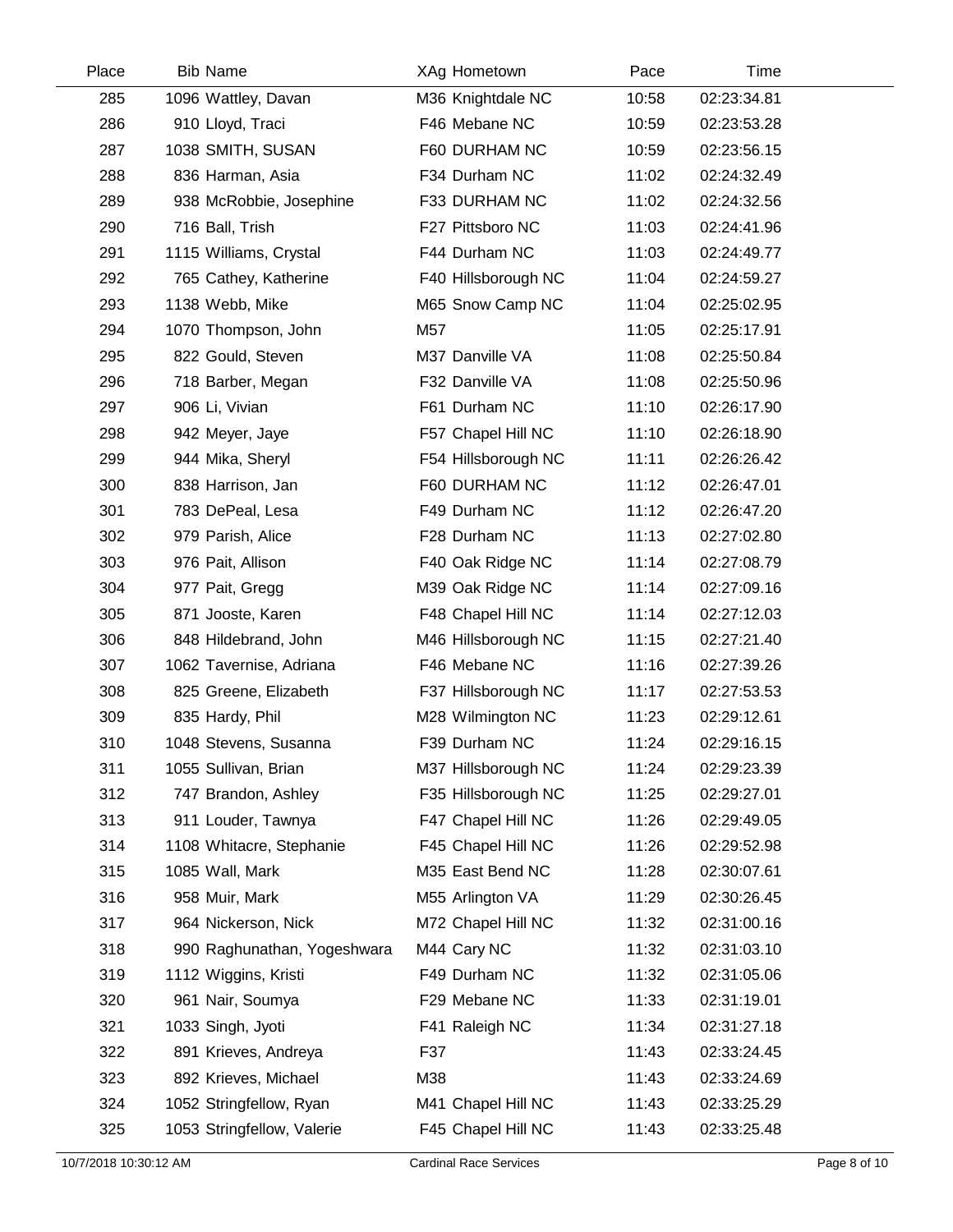| Place | Bib | Name | XAg | Hometown | Pace | Time |
|---|---|---|---|---|---|---|
| 285 | 1096 | Wattley, Davan | M36 | Knightdale NC | 10:58 | 02:23:34.81 |
| 286 | 910 | Lloyd, Traci | F46 | Mebane NC | 10:59 | 02:23:53.28 |
| 287 | 1038 | SMITH, SUSAN | F60 | DURHAM NC | 10:59 | 02:23:56.15 |
| 288 | 836 | Harman, Asia | F34 | Durham NC | 11:02 | 02:24:32.49 |
| 289 | 938 | McRobbie, Josephine | F33 | DURHAM NC | 11:02 | 02:24:32.56 |
| 290 | 716 | Ball, Trish | F27 | Pittsboro NC | 11:03 | 02:24:41.96 |
| 291 | 1115 | Williams, Crystal | F44 | Durham NC | 11:03 | 02:24:49.77 |
| 292 | 765 | Cathey, Katherine | F40 | Hillsborough NC | 11:04 | 02:24:59.27 |
| 293 | 1138 | Webb, Mike | M65 | Snow Camp NC | 11:04 | 02:25:02.95 |
| 294 | 1070 | Thompson, John | M57 | | 11:05 | 02:25:17.91 |
| 295 | 822 | Gould, Steven | M37 | Danville VA | 11:08 | 02:25:50.84 |
| 296 | 718 | Barber, Megan | F32 | Danville VA | 11:08 | 02:25:50.96 |
| 297 | 906 | Li, Vivian | F61 | Durham NC | 11:10 | 02:26:17.90 |
| 298 | 942 | Meyer, Jaye | F57 | Chapel Hill NC | 11:10 | 02:26:18.90 |
| 299 | 944 | Mika, Sheryl | F54 | Hillsborough NC | 11:11 | 02:26:26.42 |
| 300 | 838 | Harrison, Jan | F60 | DURHAM NC | 11:12 | 02:26:47.01 |
| 301 | 783 | DePeal, Lesa | F49 | Durham NC | 11:12 | 02:26:47.20 |
| 302 | 979 | Parish, Alice | F28 | Durham NC | 11:13 | 02:27:02.80 |
| 303 | 976 | Pait, Allison | F40 | Oak Ridge NC | 11:14 | 02:27:08.79 |
| 304 | 977 | Pait, Gregg | M39 | Oak Ridge NC | 11:14 | 02:27:09.16 |
| 305 | 871 | Jooste, Karen | F48 | Chapel Hill NC | 11:14 | 02:27:12.03 |
| 306 | 848 | Hildebrand, John | M46 | Hillsborough NC | 11:15 | 02:27:21.40 |
| 307 | 1062 | Tavernise, Adriana | F46 | Mebane NC | 11:16 | 02:27:39.26 |
| 308 | 825 | Greene, Elizabeth | F37 | Hillsborough NC | 11:17 | 02:27:53.53 |
| 309 | 835 | Hardy, Phil | M28 | Wilmington NC | 11:23 | 02:29:12.61 |
| 310 | 1048 | Stevens, Susanna | F39 | Durham NC | 11:24 | 02:29:16.15 |
| 311 | 1055 | Sullivan, Brian | M37 | Hillsborough NC | 11:24 | 02:29:23.39 |
| 312 | 747 | Brandon, Ashley | F35 | Hillsborough NC | 11:25 | 02:29:27.01 |
| 313 | 911 | Louder, Tawnya | F47 | Chapel Hill NC | 11:26 | 02:29:49.05 |
| 314 | 1108 | Whitacre, Stephanie | F45 | Chapel Hill NC | 11:26 | 02:29:52.98 |
| 315 | 1085 | Wall, Mark | M35 | East Bend NC | 11:28 | 02:30:07.61 |
| 316 | 958 | Muir, Mark | M55 | Arlington VA | 11:29 | 02:30:26.45 |
| 317 | 964 | Nickerson, Nick | M72 | Chapel Hill NC | 11:32 | 02:31:00.16 |
| 318 | 990 | Raghunathan, Yogeshwara | M44 | Cary NC | 11:32 | 02:31:03.10 |
| 319 | 1112 | Wiggins, Kristi | F49 | Durham NC | 11:32 | 02:31:05.06 |
| 320 | 961 | Nair, Soumya | F29 | Mebane NC | 11:33 | 02:31:19.01 |
| 321 | 1033 | Singh, Jyoti | F41 | Raleigh NC | 11:34 | 02:31:27.18 |
| 322 | 891 | Krieves, Andreya | F37 | | 11:43 | 02:33:24.45 |
| 323 | 892 | Krieves, Michael | M38 | | 11:43 | 02:33:24.69 |
| 324 | 1052 | Stringfellow, Ryan | M41 | Chapel Hill NC | 11:43 | 02:33:25.29 |
| 325 | 1053 | Stringfellow, Valerie | F45 | Chapel Hill NC | 11:43 | 02:33:25.48 |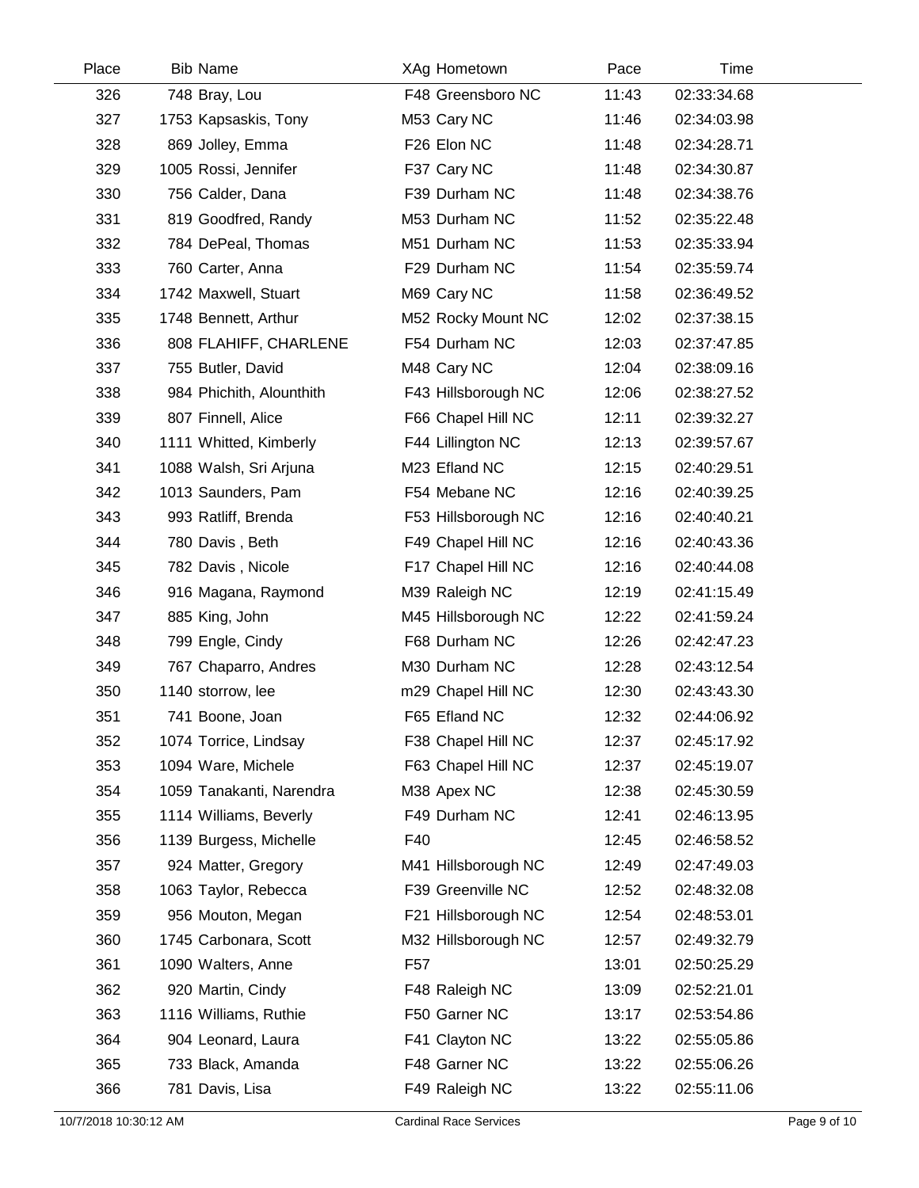| Place | Bib | Name | XAg | Hometown | Pace | Time |
|---|---|---|---|---|---|---|
| 326 | 748 | Bray, Lou | F48 | Greensboro NC | 11:43 | 02:33:34.68 |
| 327 | 1753 | Kapsaskis, Tony | M53 | Cary NC | 11:46 | 02:34:03.98 |
| 328 | 869 | Jolley, Emma | F26 | Elon NC | 11:48 | 02:34:28.71 |
| 329 | 1005 | Rossi, Jennifer | F37 | Cary NC | 11:48 | 02:34:30.87 |
| 330 | 756 | Calder, Dana | F39 | Durham NC | 11:48 | 02:34:38.76 |
| 331 | 819 | Goodfred, Randy | M53 | Durham NC | 11:52 | 02:35:22.48 |
| 332 | 784 | DePeal, Thomas | M51 | Durham NC | 11:53 | 02:35:33.94 |
| 333 | 760 | Carter, Anna | F29 | Durham NC | 11:54 | 02:35:59.74 |
| 334 | 1742 | Maxwell, Stuart | M69 | Cary NC | 11:58 | 02:36:49.52 |
| 335 | 1748 | Bennett, Arthur | M52 | Rocky Mount NC | 12:02 | 02:37:38.15 |
| 336 | 808 | FLAHIFF, CHARLENE | F54 | Durham NC | 12:03 | 02:37:47.85 |
| 337 | 755 | Butler, David | M48 | Cary NC | 12:04 | 02:38:09.16 |
| 338 | 984 | Phichith, Alounthith | F43 | Hillsborough NC | 12:06 | 02:38:27.52 |
| 339 | 807 | Finnell, Alice | F66 | Chapel Hill NC | 12:11 | 02:39:32.27 |
| 340 | 1111 | Whitted, Kimberly | F44 | Lillington NC | 12:13 | 02:39:57.67 |
| 341 | 1088 | Walsh, Sri Arjuna | M23 | Efland NC | 12:15 | 02:40:29.51 |
| 342 | 1013 | Saunders, Pam | F54 | Mebane NC | 12:16 | 02:40:39.25 |
| 343 | 993 | Ratliff, Brenda | F53 | Hillsborough NC | 12:16 | 02:40:40.21 |
| 344 | 780 | Davis , Beth | F49 | Chapel Hill NC | 12:16 | 02:40:43.36 |
| 345 | 782 | Davis , Nicole | F17 | Chapel Hill NC | 12:16 | 02:40:44.08 |
| 346 | 916 | Magana, Raymond | M39 | Raleigh NC | 12:19 | 02:41:15.49 |
| 347 | 885 | King, John | M45 | Hillsborough NC | 12:22 | 02:41:59.24 |
| 348 | 799 | Engle, Cindy | F68 | Durham NC | 12:26 | 02:42:47.23 |
| 349 | 767 | Chaparro, Andres | M30 | Durham NC | 12:28 | 02:43:12.54 |
| 350 | 1140 | storrow, lee | m29 | Chapel Hill NC | 12:30 | 02:43:43.30 |
| 351 | 741 | Boone, Joan | F65 | Efland NC | 12:32 | 02:44:06.92 |
| 352 | 1074 | Torrice, Lindsay | F38 | Chapel Hill NC | 12:37 | 02:45:17.92 |
| 353 | 1094 | Ware, Michele | F63 | Chapel Hill NC | 12:37 | 02:45:19.07 |
| 354 | 1059 | Tanakanti, Narendra | M38 | Apex NC | 12:38 | 02:45:30.59 |
| 355 | 1114 | Williams, Beverly | F49 | Durham NC | 12:41 | 02:46:13.95 |
| 356 | 1139 | Burgess, Michelle | F40 | | 12:45 | 02:46:58.52 |
| 357 | 924 | Matter, Gregory | M41 | Hillsborough NC | 12:49 | 02:47:49.03 |
| 358 | 1063 | Taylor, Rebecca | F39 | Greenville NC | 12:52 | 02:48:32.08 |
| 359 | 956 | Mouton, Megan | F21 | Hillsborough NC | 12:54 | 02:48:53.01 |
| 360 | 1745 | Carbonara, Scott | M32 | Hillsborough NC | 12:57 | 02:49:32.79 |
| 361 | 1090 | Walters, Anne | F57 | | 13:01 | 02:50:25.29 |
| 362 | 920 | Martin, Cindy | F48 | Raleigh NC | 13:09 | 02:52:21.01 |
| 363 | 1116 | Williams, Ruthie | F50 | Garner NC | 13:17 | 02:53:54.86 |
| 364 | 904 | Leonard, Laura | F41 | Clayton NC | 13:22 | 02:55:05.86 |
| 365 | 733 | Black, Amanda | F48 | Garner NC | 13:22 | 02:55:06.26 |
| 366 | 781 | Davis, Lisa | F49 | Raleigh NC | 13:22 | 02:55:11.06 |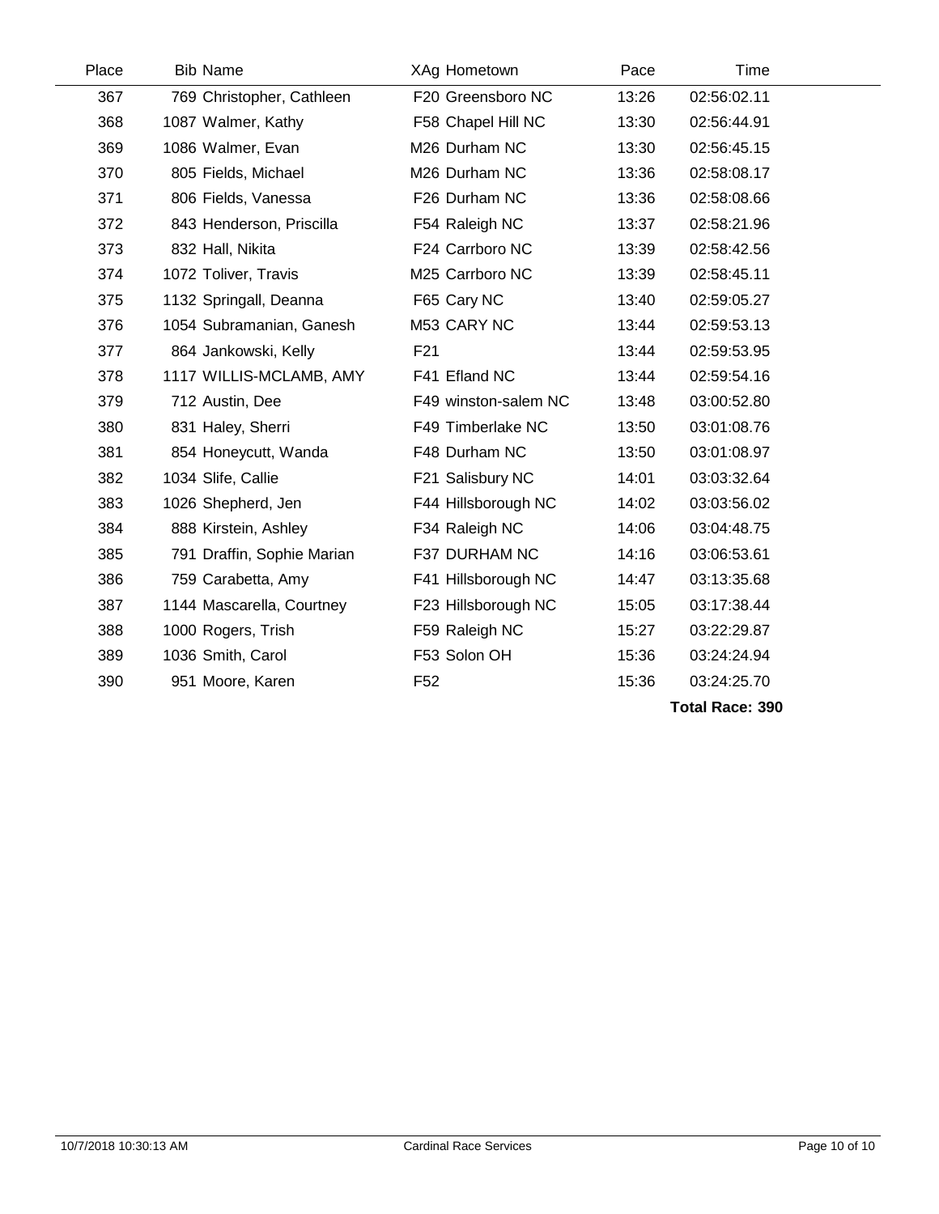| Place | Bib | Name | XAg | Hometown | Pace | Time |
|---|---|---|---|---|---|---|
| 367 | 769 | Christopher, Cathleen | F20 | Greensboro NC | 13:26 | 02:56:02.11 |
| 368 | 1087 | Walmer, Kathy | F58 | Chapel Hill NC | 13:30 | 02:56:44.91 |
| 369 | 1086 | Walmer, Evan | M26 | Durham NC | 13:30 | 02:56:45.15 |
| 370 | 805 | Fields, Michael | M26 | Durham NC | 13:36 | 02:58:08.17 |
| 371 | 806 | Fields, Vanessa | F26 | Durham NC | 13:36 | 02:58:08.66 |
| 372 | 843 | Henderson, Priscilla | F54 | Raleigh NC | 13:37 | 02:58:21.96 |
| 373 | 832 | Hall, Nikita | F24 | Carrboro NC | 13:39 | 02:58:42.56 |
| 374 | 1072 | Toliver, Travis | M25 | Carrboro NC | 13:39 | 02:58:45.11 |
| 375 | 1132 | Springall, Deanna | F65 | Cary NC | 13:40 | 02:59:05.27 |
| 376 | 1054 | Subramanian, Ganesh | M53 | CARY NC | 13:44 | 02:59:53.13 |
| 377 | 864 | Jankowski, Kelly | F21 | | 13:44 | 02:59:53.95 |
| 378 | 1117 | WILLIS-MCLAMB, AMY | F41 | Efland NC | 13:44 | 02:59:54.16 |
| 379 | 712 | Austin, Dee | F49 | winston-salem NC | 13:48 | 03:00:52.80 |
| 380 | 831 | Haley, Sherri | F49 | Timberlake NC | 13:50 | 03:01:08.76 |
| 381 | 854 | Honeycutt, Wanda | F48 | Durham NC | 13:50 | 03:01:08.97 |
| 382 | 1034 | Slife, Callie | F21 | Salisbury NC | 14:01 | 03:03:32.64 |
| 383 | 1026 | Shepherd, Jen | F44 | Hillsborough NC | 14:02 | 03:03:56.02 |
| 384 | 888 | Kirstein, Ashley | F34 | Raleigh NC | 14:06 | 03:04:48.75 |
| 385 | 791 | Draffin, Sophie Marian | F37 | DURHAM NC | 14:16 | 03:06:53.61 |
| 386 | 759 | Carabetta, Amy | F41 | Hillsborough NC | 14:47 | 03:13:35.68 |
| 387 | 1144 | Mascarella, Courtney | F23 | Hillsborough NC | 15:05 | 03:17:38.44 |
| 388 | 1000 | Rogers, Trish | F59 | Raleigh NC | 15:27 | 03:22:29.87 |
| 389 | 1036 | Smith, Carol | F53 | Solon OH | 15:36 | 03:24:24.94 |
| 390 | 951 | Moore, Karen | F52 | | 15:36 | 03:24:25.70 |

**Total Race: 390**

10/7/2018 10:30:13 AM — Cardinal Race Services